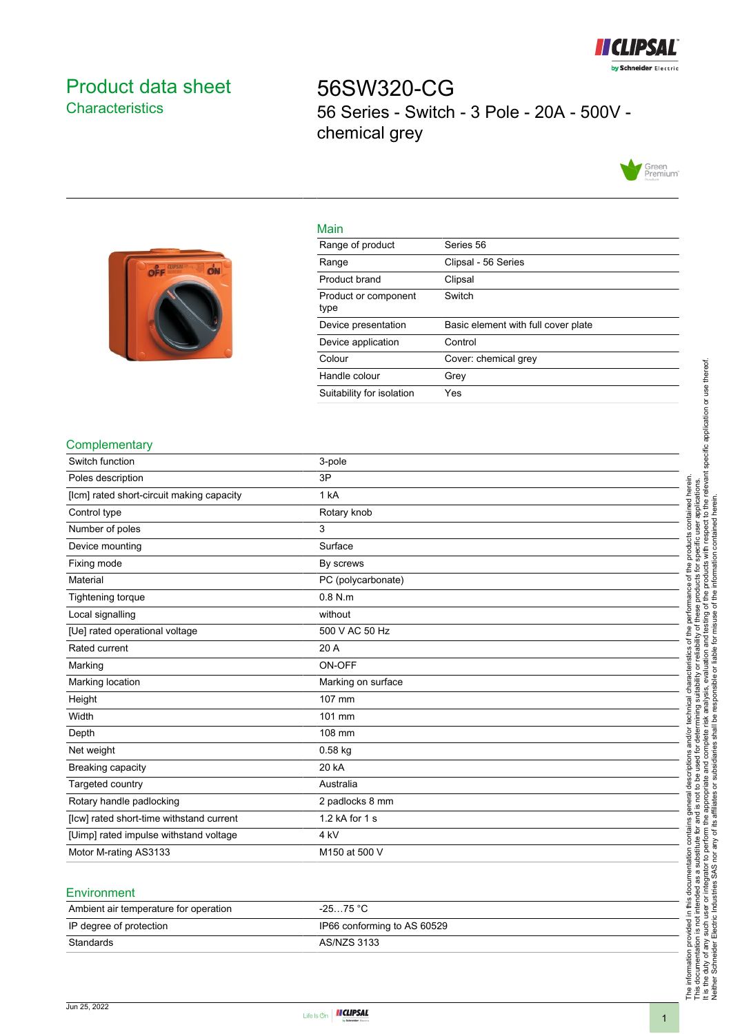# Product data sheet
## Characteristics

# 56SW320-CG
56 Series - Switch - 3 Pole - 20A - 500V - chemical grey

## Main

| | |
|---|---|
| Range of product | Series 56 |
| Range | Clipsal - 56 Series |
| Product brand | Clipsal |
| Product or component type | Switch |
| Device presentation | Basic element with full cover plate |
| Device application | Control |
| Colour | Cover: chemical grey |
| Handle colour | Grey |
| Suitability for isolation | Yes |

## Complementary

| | |
|---|---|
| Switch function | 3-pole |
| Poles description | 3P |
| [Icm] rated short-circuit making capacity | 1 kA |
| Control type | Rotary knob |
| Number of poles | 3 |
| Device mounting | Surface |
| Fixing mode | By screws |
| Material | PC (polycarbonate) |
| Tightening torque | 0.8 N.m |
| Local signalling | without |
| [Ue] rated operational voltage | 500 V AC 50 Hz |
| Rated current | 20 A |
| Marking | ON-OFF |
| Marking location | Marking on surface |
| Height | 107 mm |
| Width | 101 mm |
| Depth | 108 mm |
| Net weight | 0.58 kg |
| Breaking capacity | 20 kA |
| Targeted country | Australia |
| Rotary handle padlocking | 2 padlocks 8 mm |
| [Icw] rated short-time withstand current | 1.2 kA for 1 s |
| [Uimp] rated impulse withstand voltage | 4 kV |
| Motor M-rating AS3133 | M150 at 500 V |

## Environment

| | |
|---|---|
| Ambient air temperature for operation | -25…75 °C |
| IP degree of protection | IP66 conforming to AS 60529 |
| Standards | AS/NZS 3133 |

The information provided in this documentation contains general descriptions and/or technical characteristics of the performance of the products contained herein. This documentation is not intended as a substitute for and is not to be used for determining suitability or reliability of these products for specific user applications. It is the duty of any such user or integrator to perform the appropriate and complete risk analysis, evaluation and testing of the products with respect to the relevant specific application or use thereof. Neither Schneider Electric Industries SAS nor any of its affiliates or subsidiaries shall be responsible or liable for misuse of the information contained herein.

Jun 25, 2022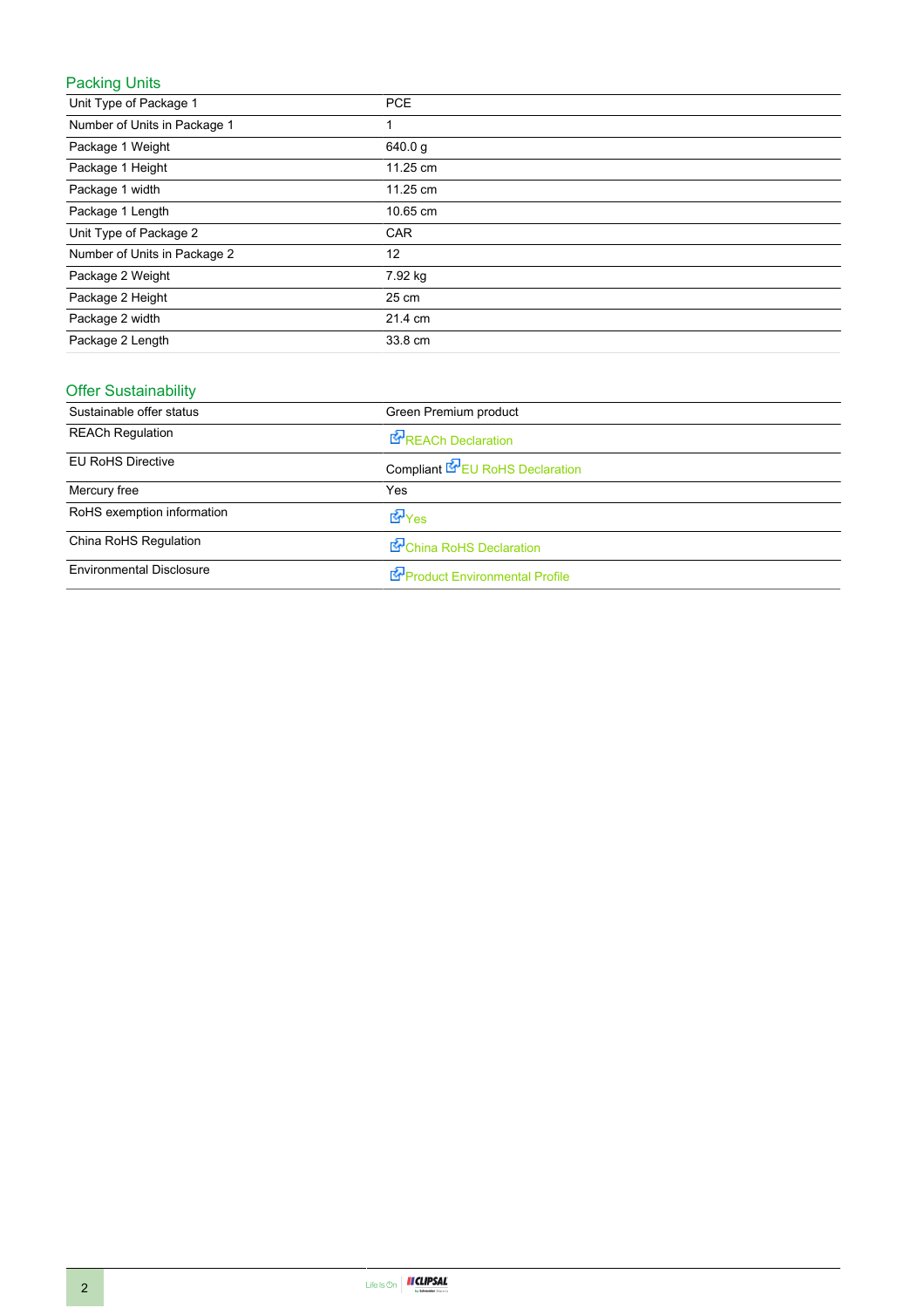## Packing Units

| | |
|---|---|
| Unit Type of Package 1 | PCE |
| Number of Units in Package 1 | 1 |
| Package 1 Weight | 640.0 g |
| Package 1 Height | 11.25 cm |
| Package 1 width | 11.25 cm |
| Package 1 Length | 10.65 cm |
| Unit Type of Package 2 | CAR |
| Number of Units in Package 2 | 12 |
| Package 2 Weight | 7.92 kg |
| Package 2 Height | 25 cm |
| Package 2 width | 21.4 cm |
| Package 2 Length | 33.8 cm |

## Offer Sustainability

| | |
|---|---|
| Sustainable offer status | Green Premium product |
| REACh Regulation | REACh Declaration |
| EU RoHS Directive | Compliant EU RoHS Declaration |
| Mercury free | Yes |
| RoHS exemption information | Yes |
| China RoHS Regulation | China RoHS Declaration |
| Environmental Disclosure | Product Environmental Profile |